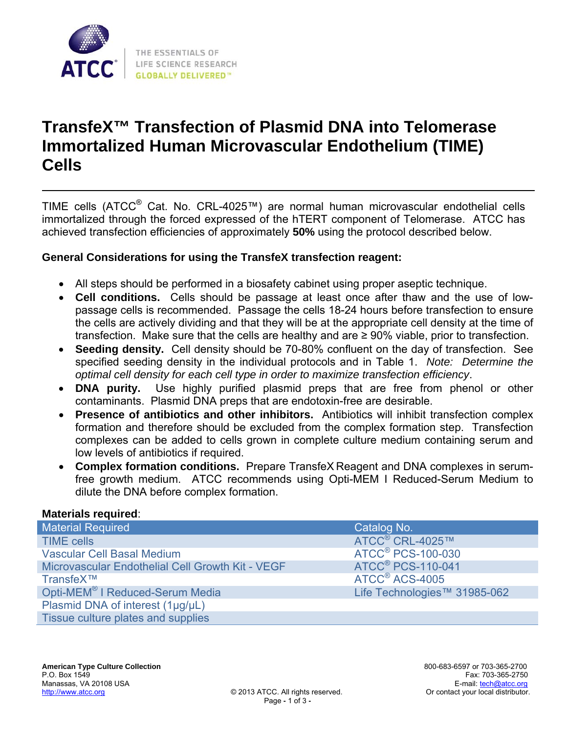# TransfeX™ Transfection of Plasmid DNA into Telomerase Immortalized Human Microvascular Endothelium (TIME) Cells

TIME cells (ATCC® Cat. No. CRL-4025™) are normal human microvascular endothelial cells immortalized through the forced expressed of the hTERT component of Telomerase. ATCC has achieved transfection efficiencies of approximately **50%** using the protocol described below.

**General Considerations for using the TransfeX transfection reagent:**

- All steps should be performed in a biosafety cabinet using proper aseptic technique.
- **Cell conditions.** Cells should be passage at least once after thaw and the use of low-passage cells is recommended. Passage the cells 18-24 hours before transfection to ensure the cells are actively dividing and that they will be at the appropriate cell density at the time of transfection. Make sure that the cells are healthy and are ≥ 90% viable, prior to transfection.
- **Seeding density.** Cell density should be 70-80% confluent on the day of transfection. See specified seeding density in the individual protocols and in Table 1. *Note: Determine the optimal cell density for each cell type in order to maximize transfection efficiency*.
- **DNA purity.** Use highly purified plasmid preps that are free from phenol or other contaminants. Plasmid DNA preps that are endotoxin-free are desirable.
- **Presence of antibiotics and other inhibitors.** Antibiotics will inhibit transfection complex formation and therefore should be excluded from the complex formation step. Transfection complexes can be added to cells grown in complete culture medium containing serum and low levels of antibiotics if required.
- **Complex formation conditions.** Prepare TransfeX Reagent and DNA complexes in serum-free growth medium. ATCC recommends using Opti-MEM I Reduced-Serum Medium to dilute the DNA before complex formation.

**Materials required**:

| Material Required | Catalog No. |
| --- | --- |
| TIME cells | ATCC® CRL-4025™ |
| Vascular Cell Basal Medium | ATCC® PCS-100-030 |
| Microvascular Endothelial Cell Growth Kit - VEGF | ATCC® PCS-110-041 |
| TransfeX™ | ATCC® ACS-4005 |
| Opti-MEM® I Reduced-Serum Media | Life Technologies™ 31985-062 |
| Plasmid DNA of interest (1µg/µL) | |
| Tissue culture plates and supplies | |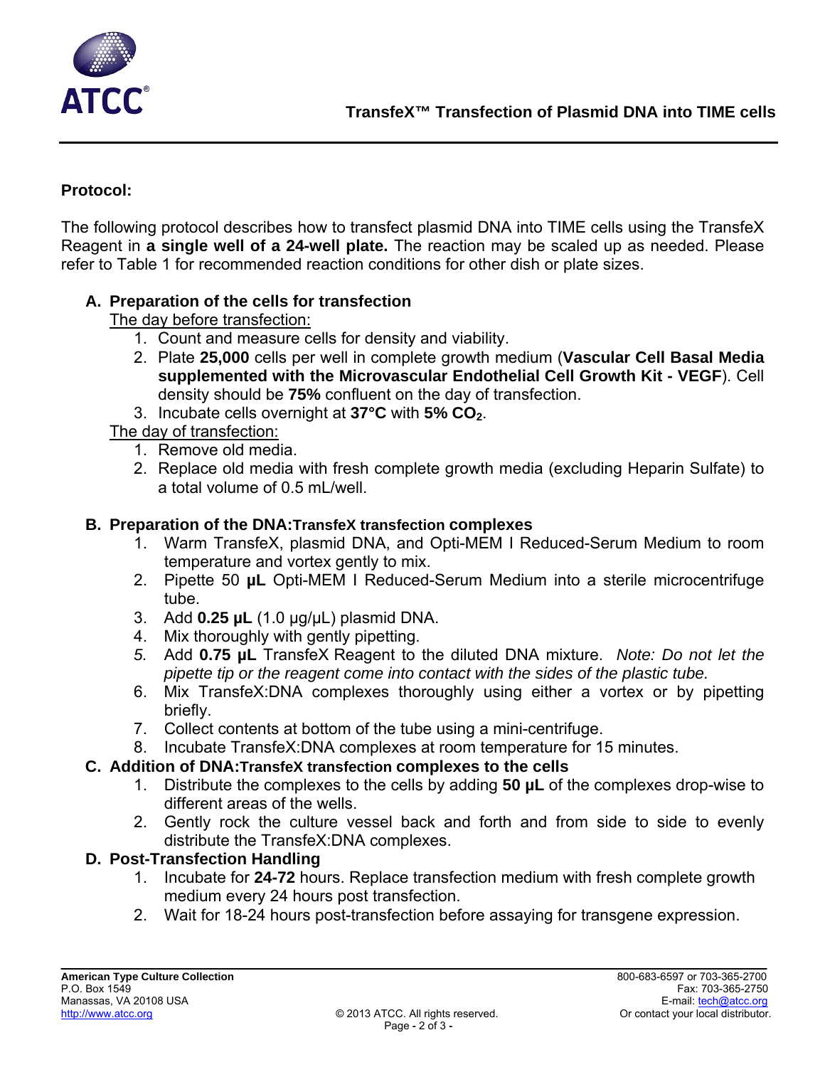## Protocol:

The following protocol describes how to transfect plasmid DNA into TIME cells using the TransfeX Reagent in **a single well of a 24-well plate.** The reaction may be scaled up as needed. Please refer to Table 1 for recommended reaction conditions for other dish or plate sizes.

### A. Preparation of the cells for transfection

The day before transfection:

1. Count and measure cells for density and viability.
2. Plate **25,000** cells per well in complete growth medium (**Vascular Cell Basal Media supplemented with the Microvascular Endothelial Cell Growth Kit - VEGF**). Cell density should be **75%** confluent on the day of transfection.
3. Incubate cells overnight at **37°C** with **5% $CO_2$**.

The day of transfection:

1. Remove old media.
2. Replace old media with fresh complete growth media (excluding Heparin Sulfate) to a total volume of 0.5 mL/well.

### B. Preparation of the DNA:TransfeX transfection complexes

1. Warm TransfeX, plasmid DNA, and Opti-MEM I Reduced-Serum Medium to room temperature and vortex gently to mix.
2. Pipette 50 **µL** Opti-MEM I Reduced-Serum Medium into a sterile microcentrifuge tube.
3. Add **0.25 µL** (1.0 µg/µL) plasmid DNA.
4. Mix thoroughly with gently pipetting.
5. Add **0.75 µL** TransfeX Reagent to the diluted DNA mixture. *Note: Do not let the pipette tip or the reagent come into contact with the sides of the plastic tube.*
6. Mix TransfeX:DNA complexes thoroughly using either a vortex or by pipetting briefly.
7. Collect contents at bottom of the tube using a mini-centrifuge.
8. Incubate TransfeX:DNA complexes at room temperature for 15 minutes.

### C. Addition of DNA:TransfeX transfection complexes to the cells

1. Distribute the complexes to the cells by adding **50 µL** of the complexes drop-wise to different areas of the wells.
2. Gently rock the culture vessel back and forth and from side to side to evenly distribute the TransfeX:DNA complexes.

### D. Post-Transfection Handling

1. Incubate for **24-72** hours. Replace transfection medium with fresh complete growth medium every 24 hours post transfection.
2. Wait for 18-24 hours post-transfection before assaying for transgene expression.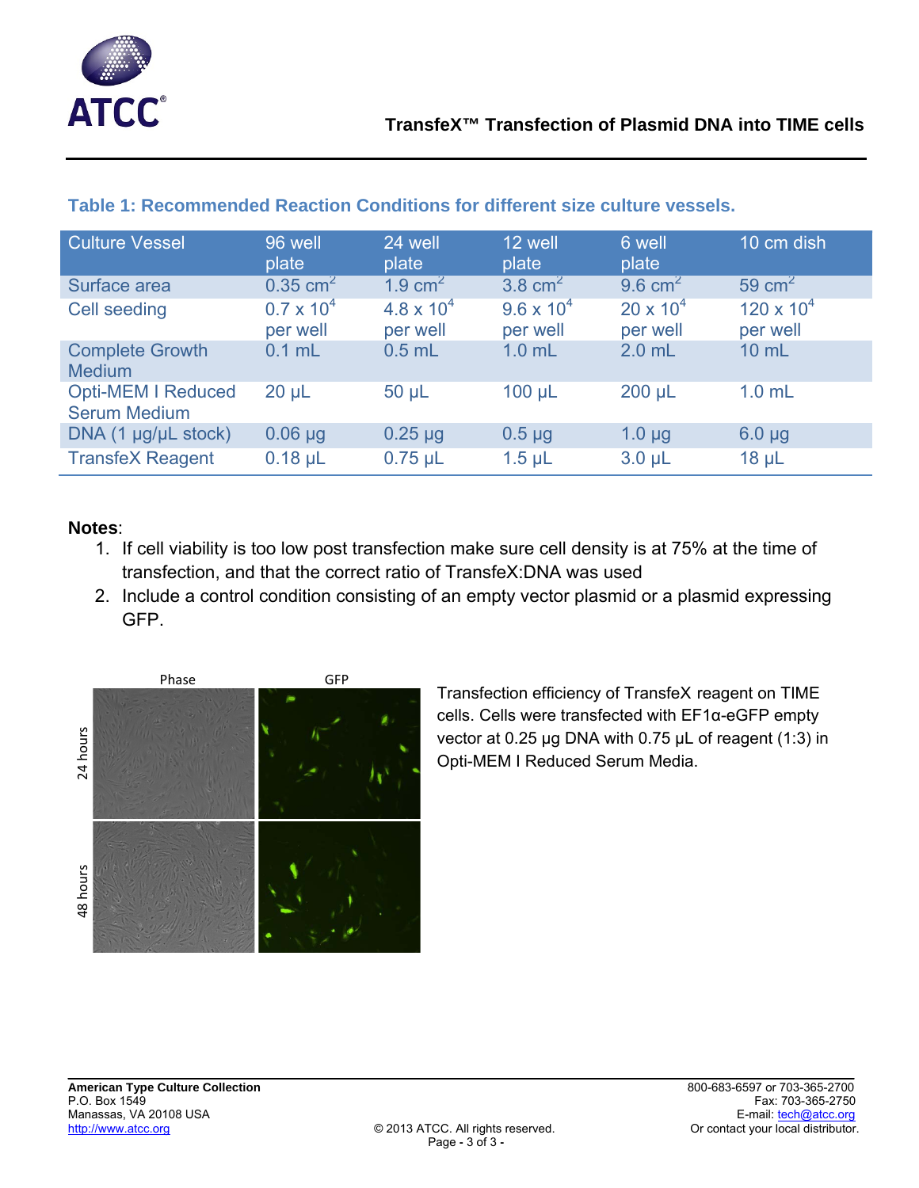### Table 1: Recommended Reaction Conditions for different size culture vessels.

| Culture Vessel | 96 well plate | 24 well plate | 12 well plate | 6 well plate | 10 cm dish |
|---|---|---|---|---|---|
| Surface area | 0.35 $cm^2$ | 1.9 $cm^2$ | 3.8 $cm^2$ | 9.6 $cm^2$ | 59 $cm^2$ |
| Cell seeding | 0.7 x $10^4$ per well | 4.8 x $10^4$ per well | 9.6 x $10^4$ per well | 20 x $10^4$ per well | 120 x $10^4$ per well |
| Complete Growth Medium | 0.1 mL | 0.5 mL | 1.0 mL | 2.0 mL | 10 mL |
| Opti-MEM I Reduced Serum Medium | 20 µL | 50 µL | 100 µL | 200 µL | 1.0 mL |
| DNA (1 µg/µL stock) | 0.06 µg | 0.25 µg | 0.5 µg | 1.0 µg | 6.0 µg |
| TransfeX Reagent | 0.18 µL | 0.75 µL | 1.5 µL | 3.0 µL | 18 µL |

**Notes**:

1. If cell viability is too low post transfection make sure cell density is at 75% at the time of transfection, and that the correct ratio of TransfeX:DNA was used
2. Include a control condition consisting of an empty vector plasmid or a plasmid expressing GFP.

Phase

GFP

24 hours

48 hours

Transfection efficiency of TransfeX reagent on TIME cells. Cells were transfected with EF1α-eGFP empty vector at 0.25 µg DNA with 0.75 µL of reagent (1:3) in Opti-MEM I Reduced Serum Media.

**American Type Culture Collection**
P.O. Box 1549
Manassas, VA 20108 USA
http://www.atcc.org

© 2013 ATCC. All rights reserved.

800-683-6597 or 703-365-2700
Fax: 703-365-2750
E-mail: tech@atcc.org
Or contact your local distributor.